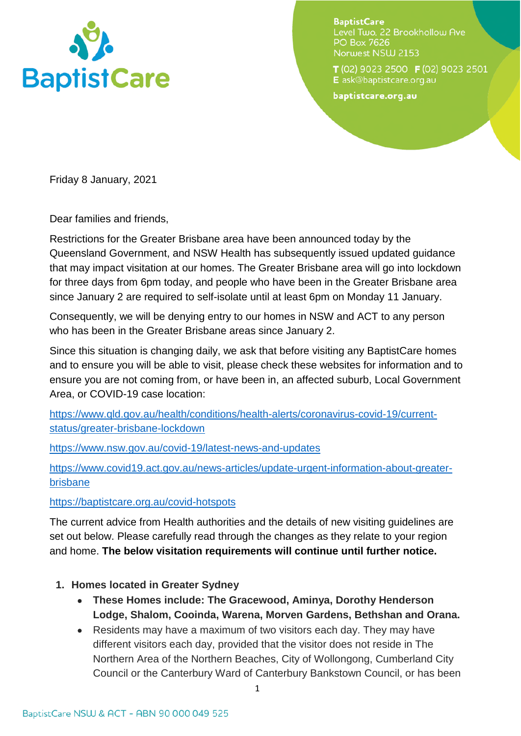BaptistCare
Level Two, 22 Brookhollow Ave
PO Box 7626
Norwest NSW 2153

T (02) 9023 2500 F (02) 9023 2501
E ask@baptistcare.org.au

baptistcare.org.au

Friday 8 January, 2021

Dear families and friends,

Restrictions for the Greater Brisbane area have been announced today by the Queensland Government, and NSW Health has subsequently issued updated guidance that may impact visitation at our homes. The Greater Brisbane area will go into lockdown for three days from 6pm today, and people who have been in the Greater Brisbane area since January 2 are required to self-isolate until at least 6pm on Monday 11 January.

Consequently, we will be denying entry to our homes in NSW and ACT to any person who has been in the Greater Brisbane areas since January 2.

Since this situation is changing daily, we ask that before visiting any BaptistCare homes and to ensure you will be able to visit, please check these websites for information and to ensure you are not coming from, or have been in, an affected suburb, Local Government Area, or COVID-19 case location:

https://www.qld.gov.au/health/conditions/health-alerts/coronavirus-covid-19/current-status/greater-brisbane-lockdown

https://www.nsw.gov.au/covid-19/latest-news-and-updates

https://www.covid19.act.gov.au/news-articles/update-urgent-information-about-greater-brisbane

https://baptistcare.org.au/covid-hotspots

The current advice from Health authorities and the details of new visiting guidelines are set out below. Please carefully read through the changes as they relate to your region and home. **The below visitation requirements will continue until further notice.**

1. **Homes located in Greater Sydney**
   - **These Homes include: The Gracewood, Aminya, Dorothy Henderson Lodge, Shalom, Cooinda, Warena, Morven Gardens, Bethshan and Orana.**
   - Residents may have a maximum of two visitors each day. They may have different visitors each day, provided that the visitor does not reside in The Northern Area of the Northern Beaches, City of Wollongong, Cumberland City Council or the Canterbury Ward of Canterbury Bankstown Council, or has been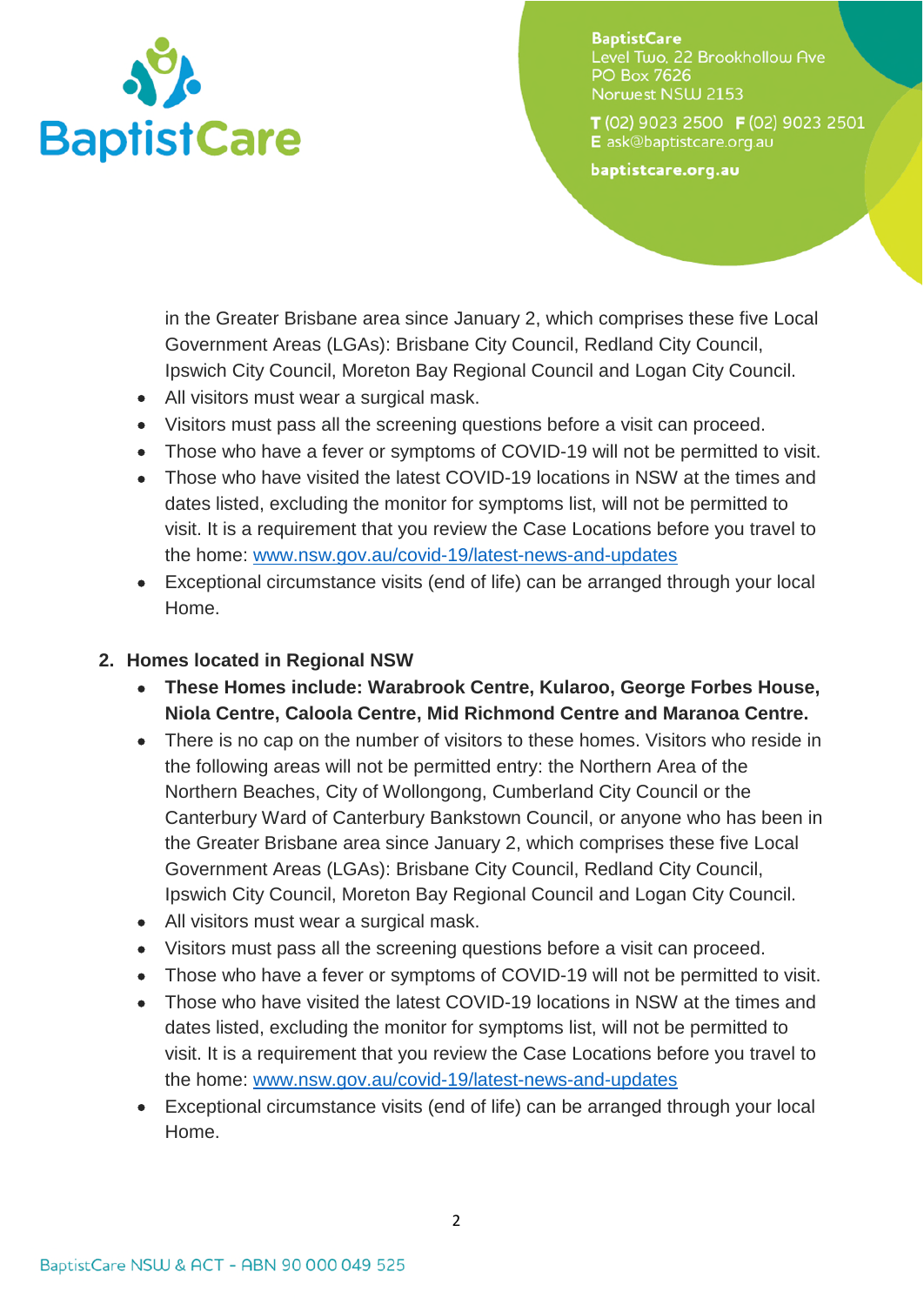in the Greater Brisbane area since January 2, which comprises these five Local Government Areas (LGAs): Brisbane City Council, Redland City Council, Ipswich City Council, Moreton Bay Regional Council and Logan City Council.
- All visitors must wear a surgical mask.
- Visitors must pass all the screening questions before a visit can proceed.
- Those who have a fever or symptoms of COVID-19 will not be permitted to visit.
- Those who have visited the latest COVID-19 locations in NSW at the times and dates listed, excluding the monitor for symptoms list, will not be permitted to visit. It is a requirement that you review the Case Locations before you travel to the home: [www.nsw.gov.au/covid-19/latest-news-and-updates](http://www.nsw.gov.au/covid-19/latest-news-and-updates)
- Exceptional circumstance visits (end of life) can be arranged through your local Home.

2. **Homes located in Regional NSW**
    - **These Homes include: Warabrook Centre, Kularoo, George Forbes House, Niola Centre, Caloola Centre, Mid Richmond Centre and Maranoa Centre.**
    - There is no cap on the number of visitors to these homes. Visitors who reside in the following areas will not be permitted entry: the Northern Area of the Northern Beaches, City of Wollongong, Cumberland City Council or the Canterbury Ward of Canterbury Bankstown Council, or anyone who has been in the Greater Brisbane area since January 2, which comprises these five Local Government Areas (LGAs): Brisbane City Council, Redland City Council, Ipswich City Council, Moreton Bay Regional Council and Logan City Council.
    - All visitors must wear a surgical mask.
    - Visitors must pass all the screening questions before a visit can proceed.
    - Those who have a fever or symptoms of COVID-19 will not be permitted to visit.
    - Those who have visited the latest COVID-19 locations in NSW at the times and dates listed, excluding the monitor for symptoms list, will not be permitted to visit. It is a requirement that you review the Case Locations before you travel to the home: [www.nsw.gov.au/covid-19/latest-news-and-updates](http://www.nsw.gov.au/covid-19/latest-news-and-updates)
    - Exceptional circumstance visits (end of life) can be arranged through your local Home.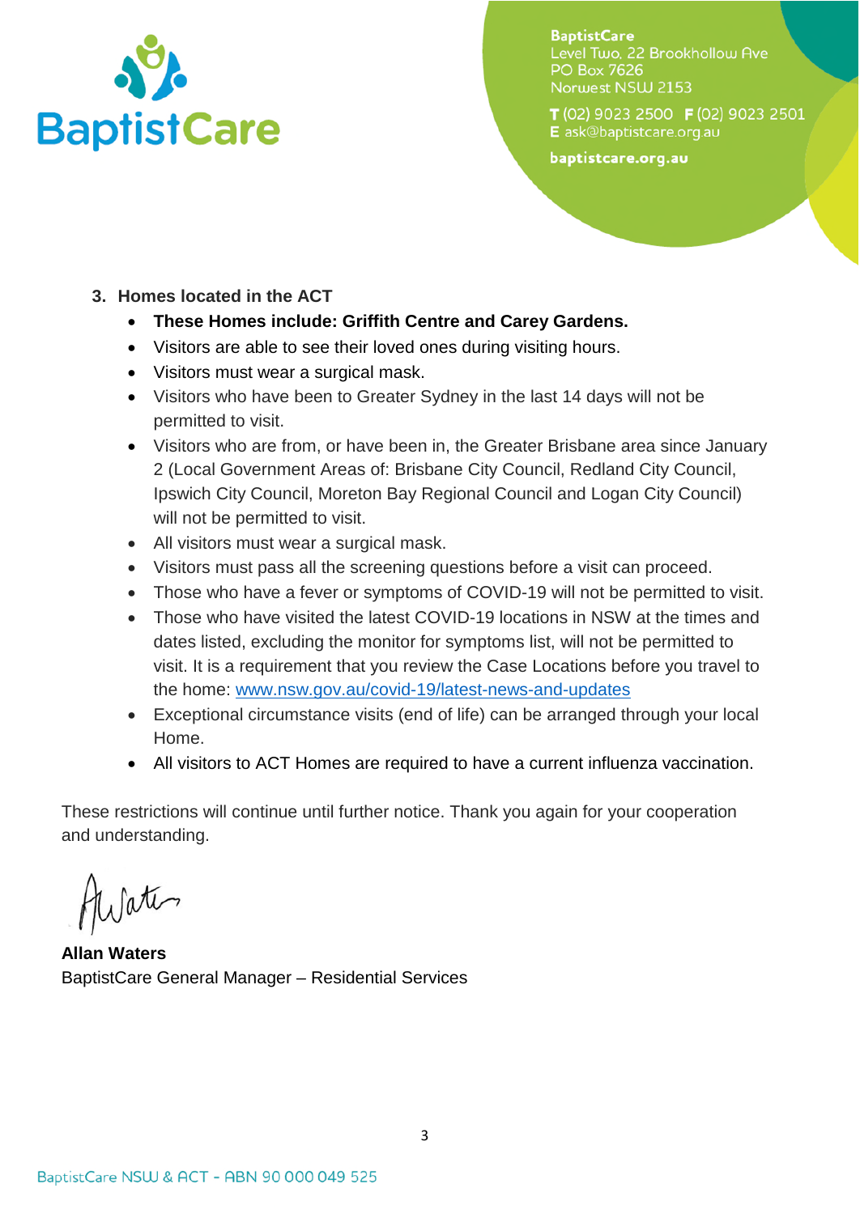3. **Homes located in the ACT**
   - **These Homes include: Griffith Centre and Carey Gardens.**
   - Visitors are able to see their loved ones during visiting hours.
   - Visitors must wear a surgical mask.
   - Visitors who have been to Greater Sydney in the last 14 days will not be permitted to visit.
   - Visitors who are from, or have been in, the Greater Brisbane area since January 2 (Local Government Areas of: Brisbane City Council, Redland City Council, Ipswich City Council, Moreton Bay Regional Council and Logan City Council) will not be permitted to visit.
   - All visitors must wear a surgical mask.
   - Visitors must pass all the screening questions before a visit can proceed.
   - Those who have a fever or symptoms of COVID-19 will not be permitted to visit.
   - Those who have visited the latest COVID-19 locations in NSW at the times and dates listed, excluding the monitor for symptoms list, will not be permitted to visit. It is a requirement that you review the Case Locations before you travel to the home: [www.nsw.gov.au/covid-19/latest-news-and-updates](www.nsw.gov.au/covid-19/latest-news-and-updates)
   - Exceptional circumstance visits (end of life) can be arranged through your local Home.
   - All visitors to ACT Homes are required to have a current influenza vaccination.

These restrictions will continue until further notice. Thank you again for your cooperation and understanding.

**Allan Waters**
BaptistCare General Manager – Residential Services